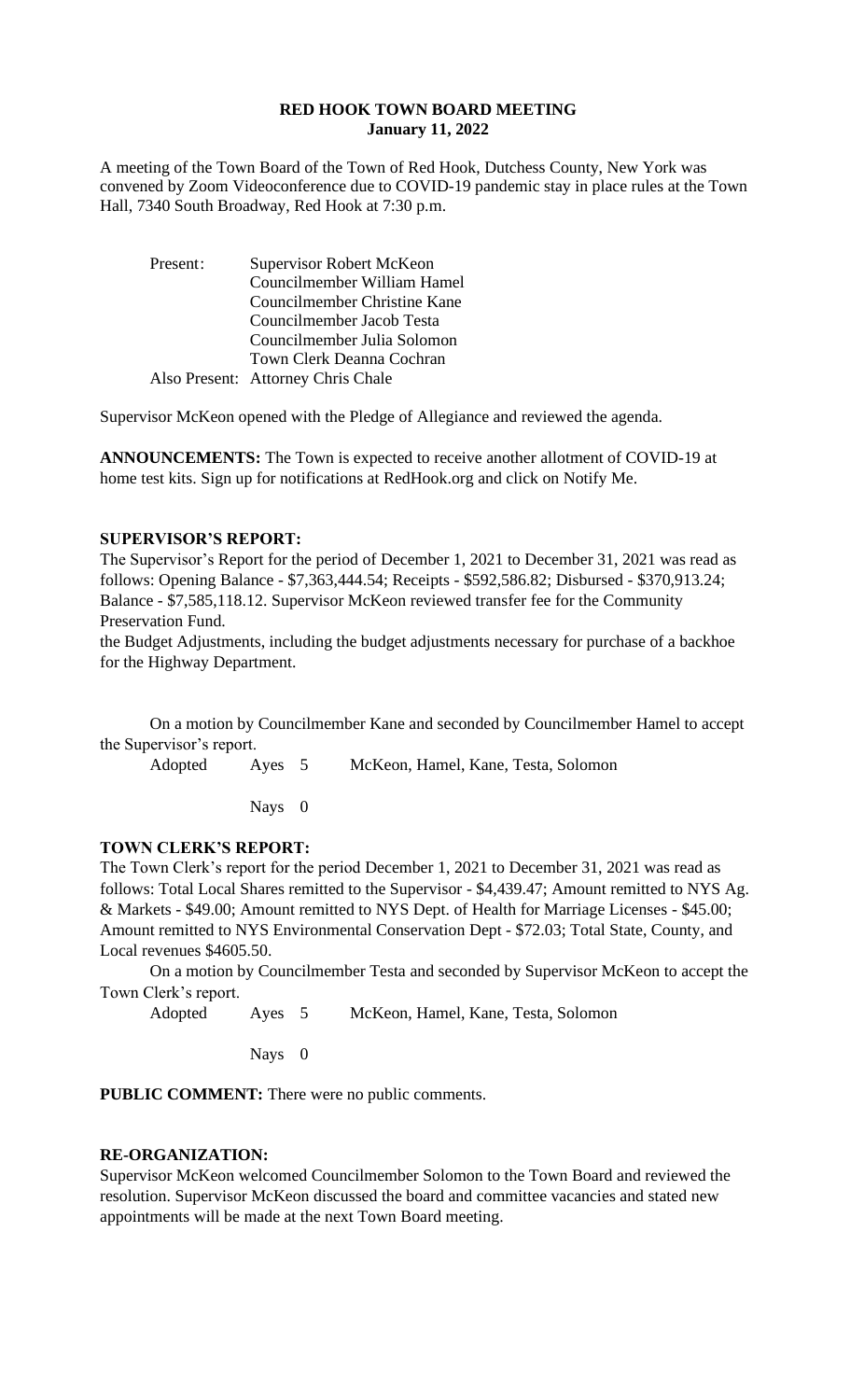**RED HOOK TOWN BOARD MEETING**
**January 11, 2022**

A meeting of the Town Board of the Town of Red Hook, Dutchess County, New York was convened by Zoom Videoconference due to COVID-19 pandemic stay in place rules at the Town Hall, 7340 South Broadway, Red Hook at 7:30 p.m.

| Present: | Supervisor Robert McKeon |
|---|---|
| | Councilmember William Hamel |
| | Councilmember Christine Kane |
| | Councilmember Jacob Testa |
| | Councilmember Julia Solomon |
| | Town Clerk Deanna Cochran |
| Also Present: | Attorney Chris Chale |

Supervisor McKeon opened with the Pledge of Allegiance and reviewed the agenda.

**ANNOUNCEMENTS:** The Town is expected to receive another allotment of COVID-19 at home test kits. Sign up for notifications at RedHook.org and click on Notify Me.

**SUPERVISOR'S REPORT:**

The Supervisor's Report for the period of December 1, 2021 to December 31, 2021 was read as follows: Opening Balance - \$7,363,444.54; Receipts - \$592,586.82; Disbursed - \$370,913.24; Balance - \$7,585,118.12. Supervisor McKeon reviewed transfer fee for the Community Preservation Fund.

the Budget Adjustments, including the budget adjustments necessary for purchase of a backhoe for the Highway Department.

On a motion by Councilmember Kane and seconded by Councilmember Hamel to accept the Supervisor's report.

Adopted Ayes 5 McKeon, Hamel, Kane, Testa, Solomon

Nays 0

**TOWN CLERK'S REPORT:**

The Town Clerk's report for the period December 1, 2021 to December 31, 2021 was read as follows: Total Local Shares remitted to the Supervisor - \$4,439.47; Amount remitted to NYS Ag. & Markets - \$49.00; Amount remitted to NYS Dept. of Health for Marriage Licenses - \$45.00; Amount remitted to NYS Environmental Conservation Dept - \$72.03; Total State, County, and Local revenues \$4605.50.

On a motion by Councilmember Testa and seconded by Supervisor McKeon to accept the Town Clerk's report.

Adopted Ayes 5 McKeon, Hamel, Kane, Testa, Solomon

Nays 0

**PUBLIC COMMENT:** There were no public comments.

**RE-ORGANIZATION:**

Supervisor McKeon welcomed Councilmember Solomon to the Town Board and reviewed the resolution. Supervisor McKeon discussed the board and committee vacancies and stated new appointments will be made at the next Town Board meeting.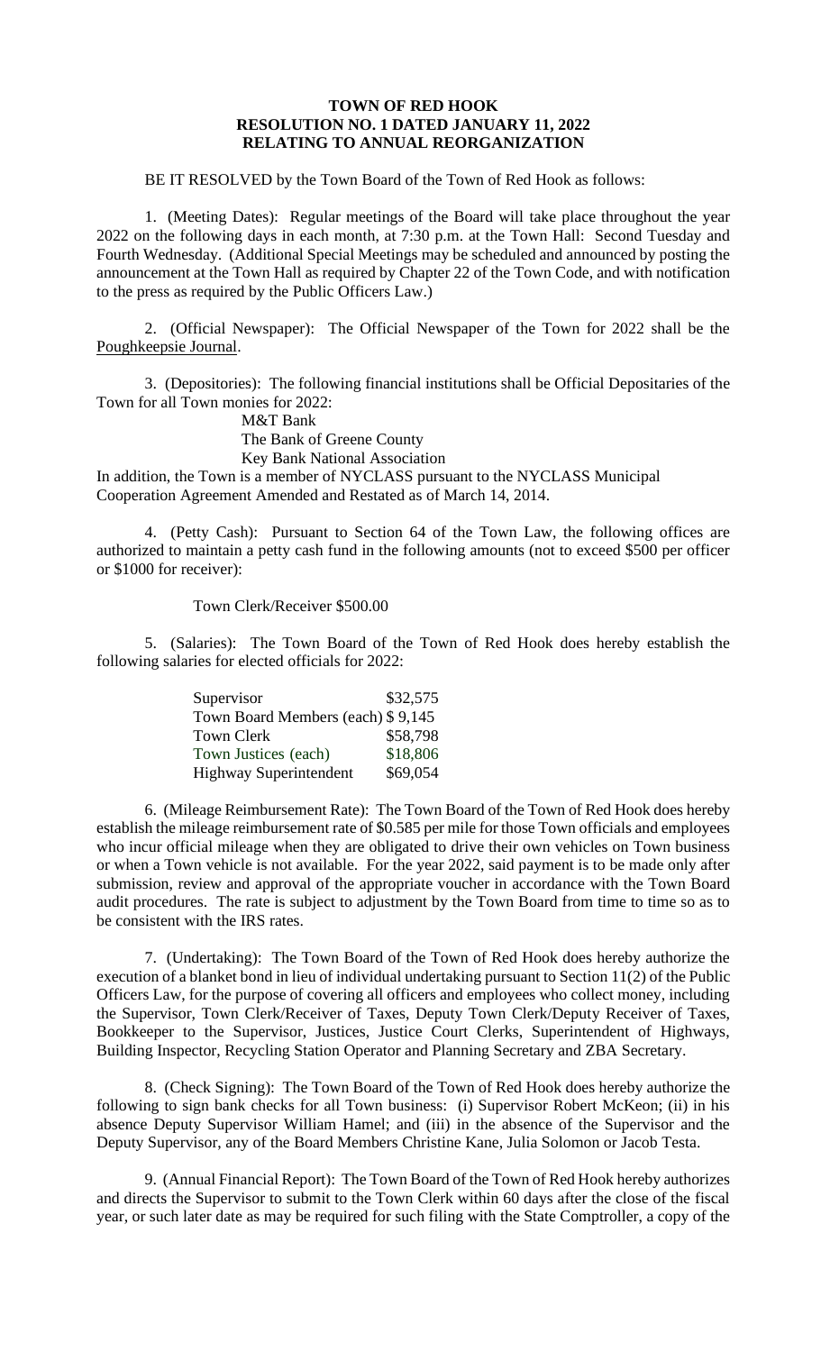**TOWN OF RED HOOK**
**RESOLUTION NO. 1 DATED JANUARY 11, 2022**
**RELATING TO ANNUAL REORGANIZATION**

BE IT RESOLVED by the Town Board of the Town of Red Hook as follows:

1. (Meeting Dates): Regular meetings of the Board will take place throughout the year 2022 on the following days in each month, at 7:30 p.m. at the Town Hall: Second Tuesday and Fourth Wednesday. (Additional Special Meetings may be scheduled and announced by posting the announcement at the Town Hall as required by Chapter 22 of the Town Code, and with notification to the press as required by the Public Officers Law.)

2. (Official Newspaper): The Official Newspaper of the Town for 2022 shall be the Poughkeepsie Journal.

3. (Depositories): The following financial institutions shall be Official Depositaries of the Town for all Town monies for 2022:

M&T Bank
The Bank of Greene County
Key Bank National Association

In addition, the Town is a member of NYCLASS pursuant to the NYCLASS Municipal Cooperation Agreement Amended and Restated as of March 14, 2014.

4. (Petty Cash): Pursuant to Section 64 of the Town Law, the following offices are authorized to maintain a petty cash fund in the following amounts (not to exceed $500 per officer or $1000 for receiver):

Town Clerk/Receiver $500.00

5. (Salaries): The Town Board of the Town of Red Hook does hereby establish the following salaries for elected officials for 2022:

| | |
|---|---|
| Supervisor | $32,575 |
| Town Board Members (each) | $ 9,145 |
| Town Clerk | $58,798 |
| Town Justices (each) | $18,806 |
| Highway Superintendent | $69,054 |

6. (Mileage Reimbursement Rate): The Town Board of the Town of Red Hook does hereby establish the mileage reimbursement rate of $0.585 per mile for those Town officials and employees who incur official mileage when they are obligated to drive their own vehicles on Town business or when a Town vehicle is not available. For the year 2022, said payment is to be made only after submission, review and approval of the appropriate voucher in accordance with the Town Board audit procedures. The rate is subject to adjustment by the Town Board from time to time so as to be consistent with the IRS rates.

7. (Undertaking): The Town Board of the Town of Red Hook does hereby authorize the execution of a blanket bond in lieu of individual undertaking pursuant to Section 11(2) of the Public Officers Law, for the purpose of covering all officers and employees who collect money, including the Supervisor, Town Clerk/Receiver of Taxes, Deputy Town Clerk/Deputy Receiver of Taxes, Bookkeeper to the Supervisor, Justices, Justice Court Clerks, Superintendent of Highways, Building Inspector, Recycling Station Operator and Planning Secretary and ZBA Secretary.

8. (Check Signing): The Town Board of the Town of Red Hook does hereby authorize the following to sign bank checks for all Town business: (i) Supervisor Robert McKeon; (ii) in his absence Deputy Supervisor William Hamel; and (iii) in the absence of the Supervisor and the Deputy Supervisor, any of the Board Members Christine Kane, Julia Solomon or Jacob Testa.

9. (Annual Financial Report): The Town Board of the Town of Red Hook hereby authorizes and directs the Supervisor to submit to the Town Clerk within 60 days after the close of the fiscal year, or such later date as may be required for such filing with the State Comptroller, a copy of the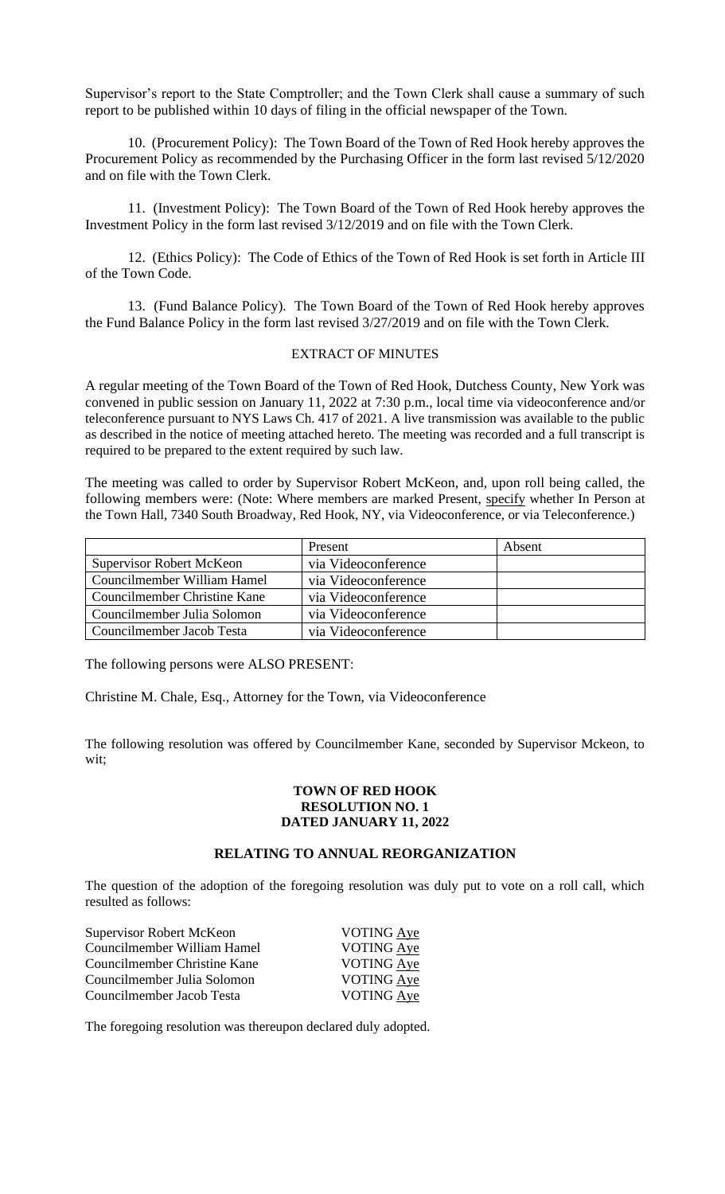Supervisor's report to the State Comptroller; and the Town Clerk shall cause a summary of such report to be published within 10 days of filing in the official newspaper of the Town.

10. (Procurement Policy): The Town Board of the Town of Red Hook hereby approves the Procurement Policy as recommended by the Purchasing Officer in the form last revised 5/12/2020 and on file with the Town Clerk.

11. (Investment Policy): The Town Board of the Town of Red Hook hereby approves the Investment Policy in the form last revised 3/12/2019 and on file with the Town Clerk.

12. (Ethics Policy): The Code of Ethics of the Town of Red Hook is set forth in Article III of the Town Code.

13. (Fund Balance Policy). The Town Board of the Town of Red Hook hereby approves the Fund Balance Policy in the form last revised 3/27/2019 and on file with the Town Clerk.

EXTRACT OF MINUTES

A regular meeting of the Town Board of the Town of Red Hook, Dutchess County, New York was convened in public session on January 11, 2022 at 7:30 p.m., local time via videoconference and/or teleconference pursuant to NYS Laws Ch. 417 of 2021. A live transmission was available to the public as described in the notice of meeting attached hereto. The meeting was recorded and a full transcript is required to be prepared to the extent required by such law.

The meeting was called to order by Supervisor Robert McKeon, and, upon roll being called, the following members were: (Note: Where members are marked Present, specify whether In Person at the Town Hall, 7340 South Broadway, Red Hook, NY, via Videoconference, or via Teleconference.)

| | Present | Absent |
|---|---|---|
| Supervisor Robert McKeon | via Videoconference | |
| Councilmember William Hamel | via Videoconference | |
| Councilmember Christine Kane | via Videoconference | |
| Councilmember Julia Solomon | via Videoconference | |
| Councilmember Jacob Testa | via Videoconference | |

The following persons were ALSO PRESENT:

Christine M. Chale, Esq., Attorney for the Town, via Videoconference

The following resolution was offered by Councilmember Kane, seconded by Supervisor Mckeon, to wit;

**TOWN OF RED HOOK**
**RESOLUTION NO. 1**
**DATED JANUARY 11, 2022**

**RELATING TO ANNUAL REORGANIZATION**

The question of the adoption of the foregoing resolution was duly put to vote on a roll call, which resulted as follows:

| | |
|---|---|
| Supervisor Robert McKeon | VOTING Aye |
| Councilmember William Hamel | VOTING Aye |
| Councilmember Christine Kane | VOTING Aye |
| Councilmember Julia Solomon | VOTING Aye |
| Councilmember Jacob Testa | VOTING Aye |

The foregoing resolution was thereupon declared duly adopted.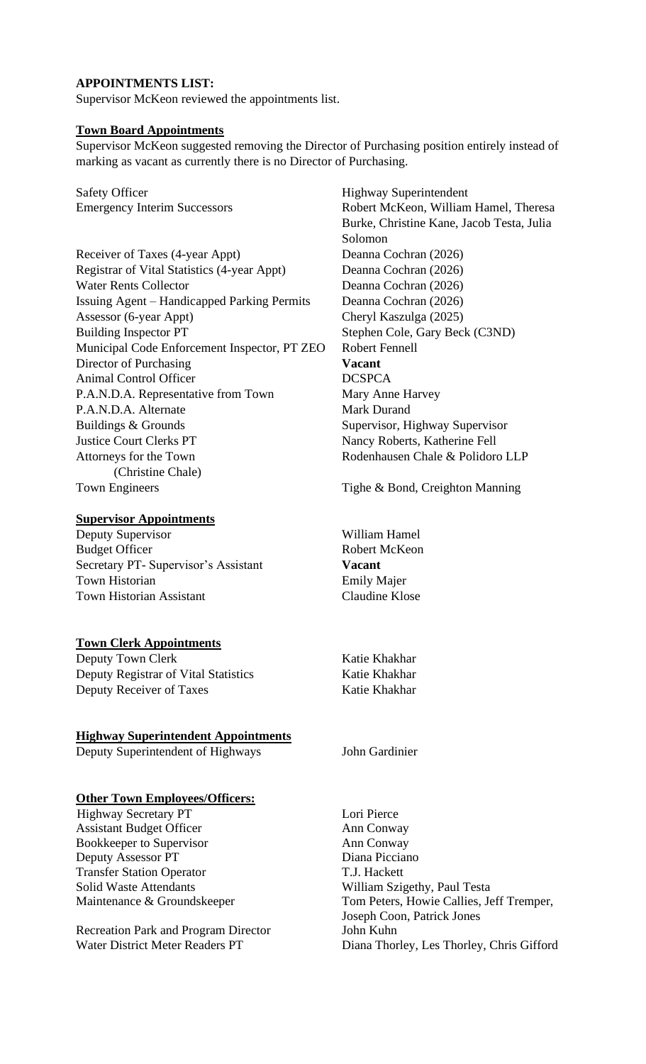**APPOINTMENTS LIST:**
Supervisor McKeon reviewed the appointments list.

**Town Board Appointments**

Supervisor McKeon suggested removing the Director of Purchasing position entirely instead of marking as vacant as currently there is no Director of Purchasing.

| | |
|---|---|
| Safety Officer | Highway Superintendent |
| Emergency Interim Successors | Robert McKeon, William Hamel, Theresa Burke, Christine Kane, Jacob Testa, Julia Solomon |
| Receiver of Taxes (4-year Appt) | Deanna Cochran (2026) |
| Registrar of Vital Statistics (4-year Appt) | Deanna Cochran (2026) |
| Water Rents Collector | Deanna Cochran (2026) |
| Issuing Agent – Handicapped Parking Permits | Deanna Cochran (2026) |
| Assessor (6-year Appt) | Cheryl Kaszulga (2025) |
| Building Inspector PT | Stephen Cole, Gary Beck (C3ND) |
| Municipal Code Enforcement Inspector, PT ZEO | Robert Fennell |
| Director of Purchasing | **Vacant** |
| Animal Control Officer | DCSPCA |
| P.A.N.D.A. Representative from Town | Mary Anne Harvey |
| P.A.N.D.A. Alternate | Mark Durand |
| Buildings & Grounds | Supervisor, Highway Supervisor |
| Justice Court Clerks PT | Nancy Roberts, Katherine Fell |
| Attorneys for the Town (Christine Chale) | Rodenhausen Chale & Polidoro LLP |
| Town Engineers | Tighe & Bond, Creighton Manning |

**Supervisor Appointments**

| | |
|---|---|
| Deputy Supervisor | William Hamel |
| Budget Officer | Robert McKeon |
| Secretary PT- Supervisor's Assistant | **Vacant** |
| Town Historian | Emily Majer |
| Town Historian Assistant | Claudine Klose |

**Town Clerk Appointments**

| | |
|---|---|
| Deputy Town Clerk | Katie Khakhar |
| Deputy Registrar of Vital Statistics | Katie Khakhar |
| Deputy Receiver of Taxes | Katie Khakhar |

**Highway Superintendent Appointments**

| | |
|---|---|
| Deputy Superintendent of Highways | John Gardinier |

**Other Town Employees/Officers:**

| | |
|---|---|
| Highway Secretary PT | Lori Pierce |
| Assistant Budget Officer | Ann Conway |
| Bookkeeper to Supervisor | Ann Conway |
| Deputy Assessor PT | Diana Picciano |
| Transfer Station Operator | T.J. Hackett |
| Solid Waste Attendants | William Szigethy, Paul Testa |
| Maintenance & Groundskeeper | Tom Peters, Howie Callies, Jeff Tremper, Joseph Coon, Patrick Jones |
| Recreation Park and Program Director | John Kuhn |
| Water District Meter Readers PT | Diana Thorley, Les Thorley, Chris Gifford |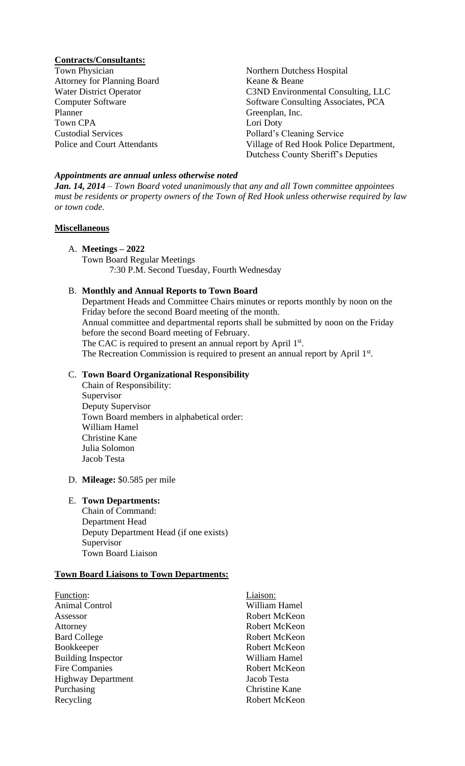**Contracts/Consultants:**

| | |
|---|---|
| Town Physician | Northern Dutchess Hospital |
| Attorney for Planning Board | Keane & Beane |
| Water District Operator | C3ND Environmental Consulting, LLC |
| Computer Software | Software Consulting Associates, PCA |
| Planner | Greenplan, Inc. |
| Town CPA | Lori Doty |
| Custodial Services | Pollard's Cleaning Service |
| Police and Court Attendants | Village of Red Hook Police Department, Dutchess County Sheriff's Deputies |

***Appointments are annual unless otherwise noted***

***Jan. 14, 2014** – Town Board voted unanimously that any and all Town committee appointees must be residents or property owners of the Town of Red Hook unless otherwise required by law or town code.*

**Miscellaneous**

A. **Meetings – 2022**
   Town Board Regular Meetings
   7:30 P.M. Second Tuesday, Fourth Wednesday

B. **Monthly and Annual Reports to Town Board**
   Department Heads and Committee Chairs minutes or reports monthly by noon on the Friday before the second Board meeting of the month.
   Annual committee and departmental reports shall be submitted by noon on the Friday before the second Board meeting of February.
   The CAC is required to present an annual report by April 1st.
   The Recreation Commission is required to present an annual report by April 1st.

C. **Town Board Organizational Responsibility**
   Chain of Responsibility:
   Supervisor
   Deputy Supervisor
   Town Board members in alphabetical order:
   William Hamel
   Christine Kane
   Julia Solomon
   Jacob Testa

D. **Mileage:** \$0.585 per mile

E. **Town Departments:**
   Chain of Command:
   Department Head
   Deputy Department Head (if one exists)
   Supervisor
   Town Board Liaison

**Town Board Liaisons to Town Departments:**

| Function: | Liaison: |
|---|---|
| Animal Control | William Hamel |
| Assessor | Robert McKeon |
| Attorney | Robert McKeon |
| Bard College | Robert McKeon |
| Bookkeeper | Robert McKeon |
| Building Inspector | William Hamel |
| Fire Companies | Robert McKeon |
| Highway Department | Jacob Testa |
| Purchasing | Christine Kane |
| Recycling | Robert McKeon |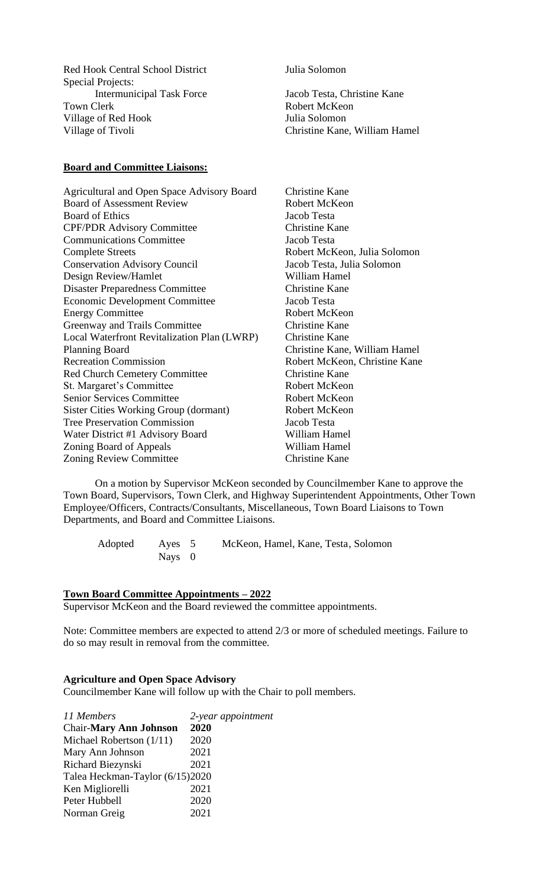| | |
|---|---|
| Red Hook Central School District | Julia Solomon |
| Special Projects: | |
| Intermunicipal Task Force | Jacob Testa, Christine Kane |
| Town Clerk | Robert McKeon |
| Village of Red Hook | Julia Solomon |
| Village of Tivoli | Christine Kane, William Hamel |

**Board and Committee Liaisons:**

| | |
|---|---|
| Agricultural and Open Space Advisory Board | Christine Kane |
| Board of Assessment Review | Robert McKeon |
| Board of Ethics | Jacob Testa |
| CPF/PDR Advisory Committee | Christine Kane |
| Communications Committee | Jacob Testa |
| Complete Streets | Robert McKeon, Julia Solomon |
| Conservation Advisory Council | Jacob Testa, Julia Solomon |
| Design Review/Hamlet | William Hamel |
| Disaster Preparedness Committee | Christine Kane |
| Economic Development Committee | Jacob Testa |
| Energy Committee | Robert McKeon |
| Greenway and Trails Committee | Christine Kane |
| Local Waterfront Revitalization Plan (LWRP) | Christine Kane |
| Planning Board | Christine Kane, William Hamel |
| Recreation Commission | Robert McKeon, Christine Kane |
| Red Church Cemetery Committee | Christine Kane |
| St. Margaret's Committee | Robert McKeon |
| Senior Services Committee | Robert McKeon |
| Sister Cities Working Group (dormant) | Robert McKeon |
| Tree Preservation Commission | Jacob Testa |
| Water District #1 Advisory Board | William Hamel |
| Zoning Board of Appeals | William Hamel |
| Zoning Review Committee | Christine Kane |

On a motion by Supervisor McKeon seconded by Councilmember Kane to approve the Town Board, Supervisors, Town Clerk, and Highway Superintendent Appointments, Other Town Employee/Officers, Contracts/Consultants, Miscellaneous, Town Board Liaisons to Town Departments, and Board and Committee Liaisons.

Adopted Ayes 5 McKeon, Hamel, Kane, Testa, Solomon
Nays 0

**Town Board Committee Appointments – 2022**

Supervisor McKeon and the Board reviewed the committee appointments.

Note: Committee members are expected to attend 2/3 or more of scheduled meetings. Failure to do so may result in removal from the committee.

**Agriculture and Open Space Advisory**

Councilmember Kane will follow up with the Chair to poll members.

| *11 Members* | *2-year appointment* |
|---|---|
| Chair-**Mary Ann Johnson** | **2020** |
| Michael Robertson (1/11) | 2020 |
| Mary Ann Johnson | 2021 |
| Richard Biezynski | 2021 |
| Talea Heckman-Taylor (6/15) | 2020 |
| Ken Migliorelli | 2021 |
| Peter Hubbell | 2020 |
| Norman Greig | 2021 |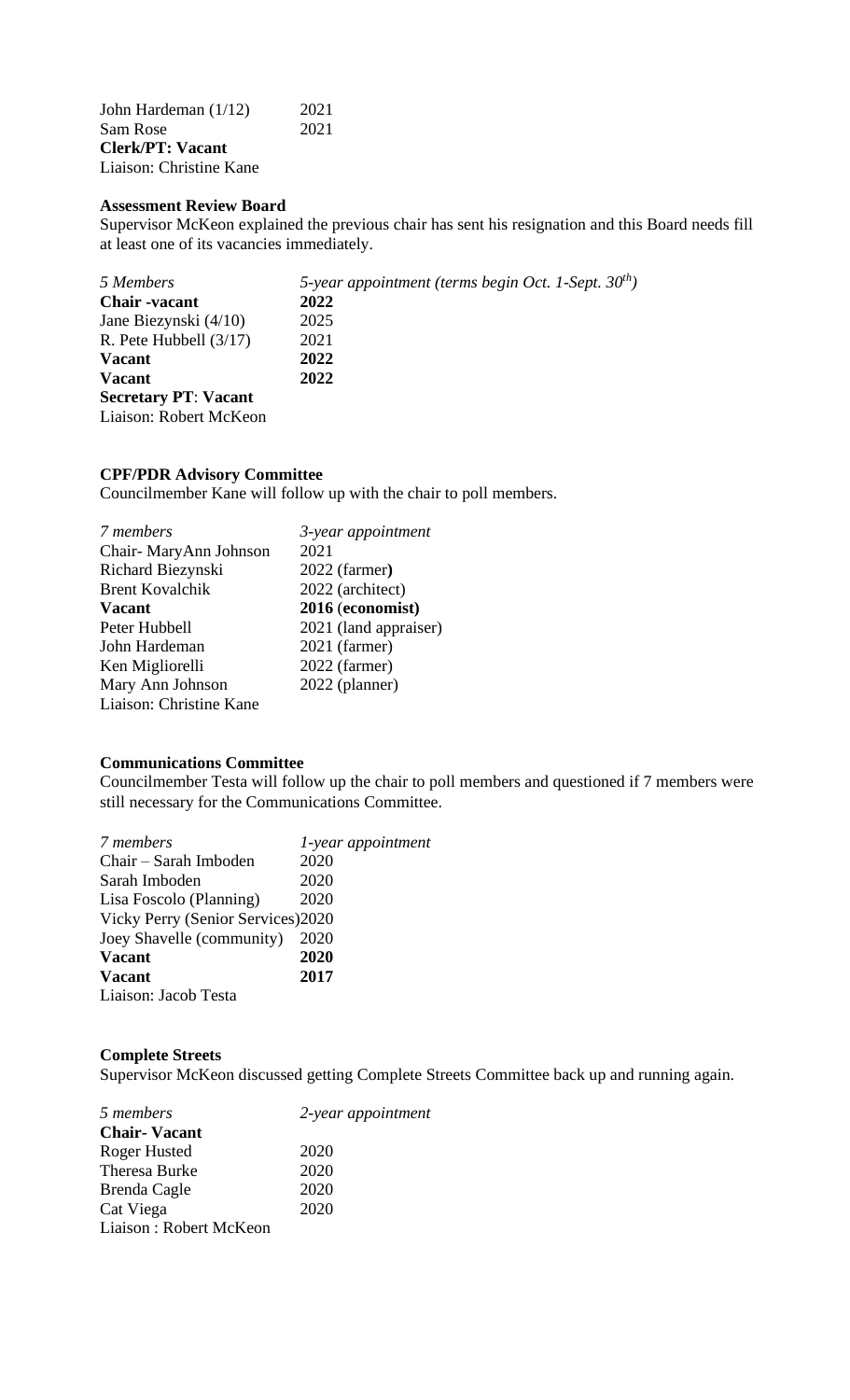| | |
|---|---|
| John Hardeman (1/12) | 2021 |
| Sam Rose | 2021 |
| **Clerk/PT: Vacant** | |
| Liaison: Christine Kane | |

**Assessment Review Board**

Supervisor McKeon explained the previous chair has sent his resignation and this Board needs fill at least one of its vacancies immediately.

| *5 Members* | *5-year appointment (terms begin Oct. 1-Sept. 30th)* |
|---|---|
| **Chair -vacant** | **2022** |
| Jane Biezynski (4/10) | 2025 |
| R. Pete Hubbell (3/17) | 2021 |
| **Vacant** | **2022** |
| **Vacant** | **2022** |
| **Secretary PT**: **Vacant** | |
| Liaison: Robert McKeon | |

**CPF/PDR Advisory Committee**

Councilmember Kane will follow up with the chair to poll members.

| *7 members* | *3-year appointment* |
|---|---|
| Chair- MaryAnn Johnson | 2021 |
| Richard Biezynski | 2022 (farmer**)** |
| Brent Kovalchik | 2022 (architect) |
| **Vacant** | **2016** (**economist)** |
| Peter Hubbell | 2021 (land appraiser) |
| John Hardeman | 2021 (farmer) |
| Ken Migliorelli | 2022 (farmer) |
| Mary Ann Johnson | 2022 (planner) |
| Liaison: Christine Kane | |

**Communications Committee**

Councilmember Testa will follow up the chair to poll members and questioned if 7 members were still necessary for the Communications Committee.

| *7 members* | *1-year appointment* |
|---|---|
| Chair – Sarah Imboden | 2020 |
| Sarah Imboden | 2020 |
| Lisa Foscolo (Planning) | 2020 |
| Vicky Perry (Senior Services) | 2020 |
| Joey Shavelle (community) | 2020 |
| **Vacant** | **2020** |
| **Vacant** | **2017** |
| Liaison: Jacob Testa | |

**Complete Streets**

Supervisor McKeon discussed getting Complete Streets Committee back up and running again.

| *5 members* | *2-year appointment* |
|---|---|
| **Chair- Vacant** | |
| Roger Husted | 2020 |
| Theresa Burke | 2020 |
| Brenda Cagle | 2020 |
| Cat Viega | 2020 |
| Liaison : Robert McKeon | |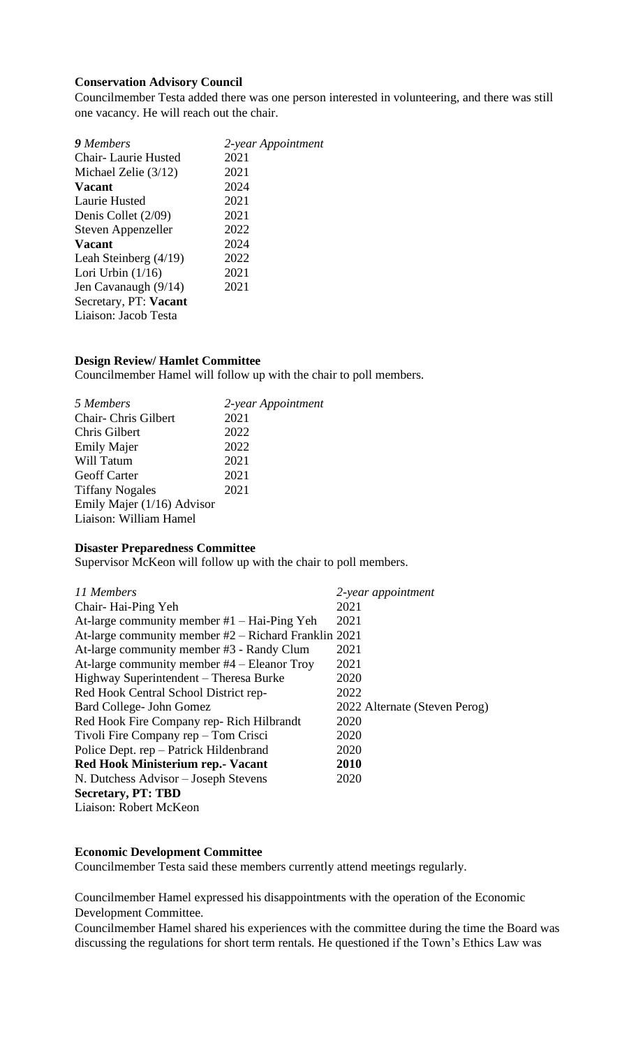**Conservation Advisory Council**

Councilmember Testa added there was one person interested in volunteering, and there was still one vacancy. He will reach out the chair.

| ***9** Members* | *2-year Appointment* |
|---|---|
| Chair- Laurie Husted | 2021 |
| Michael Zelie (3/12) | 2021 |
| **Vacant** | 2024 |
| Laurie Husted | 2021 |
| Denis Collet (2/09) | 2021 |
| Steven Appenzeller | 2022 |
| **Vacant** | 2024 |
| Leah Steinberg (4/19) | 2022 |
| Lori Urbin (1/16) | 2021 |
| Jen Cavanaugh (9/14) | 2021 |
| Secretary, PT: **Vacant** | |
| Liaison: Jacob Testa | |

**Design Review/ Hamlet Committee**

Councilmember Hamel will follow up with the chair to poll members.

| *5 Members* | *2-year Appointment* |
|---|---|
| Chair- Chris Gilbert | 2021 |
| Chris Gilbert | 2022 |
| Emily Majer | 2022 |
| Will Tatum | 2021 |
| Geoff Carter | 2021 |
| Tiffany Nogales | 2021 |
| Emily Majer (1/16) Advisor | |
| Liaison: William Hamel | |

**Disaster Preparedness Committee**

Supervisor McKeon will follow up with the chair to poll members.

| *11 Members* | *2-year appointment* |
|---|---|
| Chair- Hai-Ping Yeh | 2021 |
| At-large community member #1 – Hai-Ping Yeh | 2021 |
| At-large community member #2 – Richard Franklin | 2021 |
| At-large community member #3 - Randy Clum | 2021 |
| At-large community member #4 – Eleanor Troy | 2021 |
| Highway Superintendent – Theresa Burke | 2020 |
| Red Hook Central School District rep- | 2022 |
| Bard College- John Gomez | 2022 Alternate (Steven Perog) |
| Red Hook Fire Company rep- Rich Hilbrandt | 2020 |
| Tivoli Fire Company rep – Tom Crisci | 2020 |
| Police Dept. rep – Patrick Hildenbrand | 2020 |
| **Red Hook Ministerium rep.- Vacant** | **2010** |
| N. Dutchess Advisor – Joseph Stevens | 2020 |
| **Secretary, PT: TBD** | |
| Liaison: Robert McKeon | |

**Economic Development Committee**

Councilmember Testa said these members currently attend meetings regularly.

Councilmember Hamel expressed his disappointments with the operation of the Economic Development Committee.

Councilmember Hamel shared his experiences with the committee during the time the Board was discussing the regulations for short term rentals. He questioned if the Town's Ethics Law was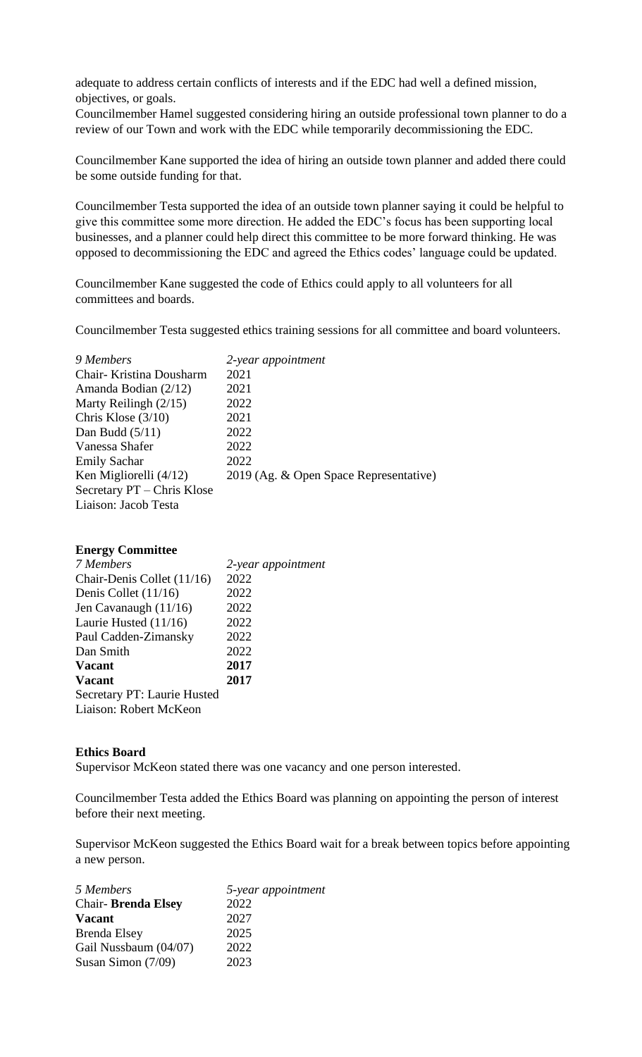adequate to address certain conflicts of interests and if the EDC had well a defined mission, objectives, or goals.
Councilmember Hamel suggested considering hiring an outside professional town planner to do a review of our Town and work with the EDC while temporarily decommissioning the EDC.

Councilmember Kane supported the idea of hiring an outside town planner and added there could be some outside funding for that.

Councilmember Testa supported the idea of an outside town planner saying it could be helpful to give this committee some more direction. He added the EDC's focus has been supporting local businesses, and a planner could help direct this committee to be more forward thinking. He was opposed to decommissioning the EDC and agreed the Ethics codes' language could be updated.

Councilmember Kane suggested the code of Ethics could apply to all volunteers for all committees and boards.

Councilmember Testa suggested ethics training sessions for all committee and board volunteers.

| *9 Members* | *2-year appointment* |
|---|---|
| Chair- Kristina Dousharm | 2021 |
| Amanda Bodian (2/12) | 2021 |
| Marty Reilingh (2/15) | 2022 |
| Chris Klose (3/10) | 2021 |
| Dan Budd (5/11) | 2022 |
| Vanessa Shafer | 2022 |
| Emily Sachar | 2022 |
| Ken Migliorelli (4/12) | 2019 (Ag. & Open Space Representative) |
| Secretary PT – Chris Klose | |
| Liaison: Jacob Testa | |

**Energy Committee**

| *7 Members* | *2-year appointment* |
|---|---|
| Chair-Denis Collet (11/16) | 2022 |
| Denis Collet (11/16) | 2022 |
| Jen Cavanaugh (11/16) | 2022 |
| Laurie Husted (11/16) | 2022 |
| Paul Cadden-Zimansky | 2022 |
| Dan Smith | 2022 |
| **Vacant** | **2017** |
| **Vacant** | **2017** |
| Secretary PT: Laurie Husted | |
| Liaison: Robert McKeon | |

**Ethics Board**

Supervisor McKeon stated there was one vacancy and one person interested.

Councilmember Testa added the Ethics Board was planning on appointing the person of interest before their next meeting.

Supervisor McKeon suggested the Ethics Board wait for a break between topics before appointing a new person.

| *5 Members* | *5-year appointment* |
|---|---|
| Chair- **Brenda Elsey** | 2022 |
| **Vacant** | 2027 |
| Brenda Elsey | 2025 |
| Gail Nussbaum (04/07) | 2022 |
| Susan Simon (7/09) | 2023 |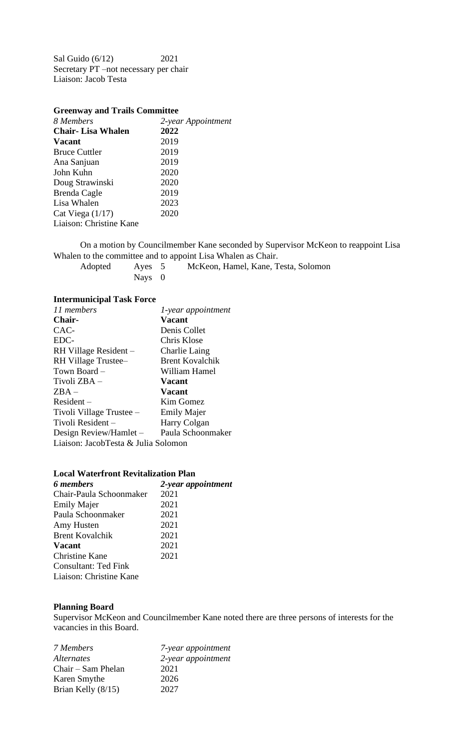Sal Guido (6/12) 2021
Secretary PT –not necessary per chair
Liaison: Jacob Testa

**Greenway and Trails Committee**

| *8 Members* | *2-year Appointment* |
|---|---|
| **Chair- Lisa Whalen** | **2022** |
| **Vacant** | 2019 |
| Bruce Cuttler | 2019 |
| Ana Sanjuan | 2019 |
| John Kuhn | 2020 |
| Doug Strawinski | 2020 |
| Brenda Cagle | 2019 |
| Lisa Whalen | 2023 |
| Cat Viega (1/17) | 2020 |

Liaison: Christine Kane

On a motion by Councilmember Kane seconded by Supervisor McKeon to reappoint Lisa Whalen to the committee and to appoint Lisa Whalen as Chair.

Adopted Ayes 5 McKeon, Hamel, Kane, Testa, Solomon
Nays 0

**Intermunicipal Task Force**

| *11 members* | *1-year appointment* |
|---|---|
| **Chair-** | **Vacant** |
| CAC- | Denis Collet |
| EDC- | Chris Klose |
| RH Village Resident – | Charlie Laing |
| RH Village Trustee– | Brent Kovalchik |
| Town Board – | William Hamel |
| Tivoli ZBA – | **Vacant** |
| ZBA – | **Vacant** |
| Resident – | Kim Gomez |
| Tivoli Village Trustee – | Emily Majer |
| Tivoli Resident – | Harry Colgan |
| Design Review/Hamlet – | Paula Schoonmaker |

Liaison: JacobTesta & Julia Solomon

**Local Waterfront Revitalization Plan**

| ***6 members*** | ***2-year appointment*** |
|---|---|
| Chair-Paula Schoonmaker | 2021 |
| Emily Majer | 2021 |
| Paula Schoonmaker | 2021 |
| Amy Husten | 2021 |
| Brent Kovalchik | 2021 |
| **Vacant** | 2021 |
| Christine Kane | 2021 |

Consultant: Ted Fink
Liaison: Christine Kane

**Planning Board**

Supervisor McKeon and Councilmember Kane noted there are three persons of interests for the vacancies in this Board.

| *7 Members* | *7-year appointment* |
|---|---|
| *Alternates* | *2-year appointment* |
| Chair – Sam Phelan | 2021 |
| Karen Smythe | 2026 |
| Brian Kelly (8/15) | 2027 |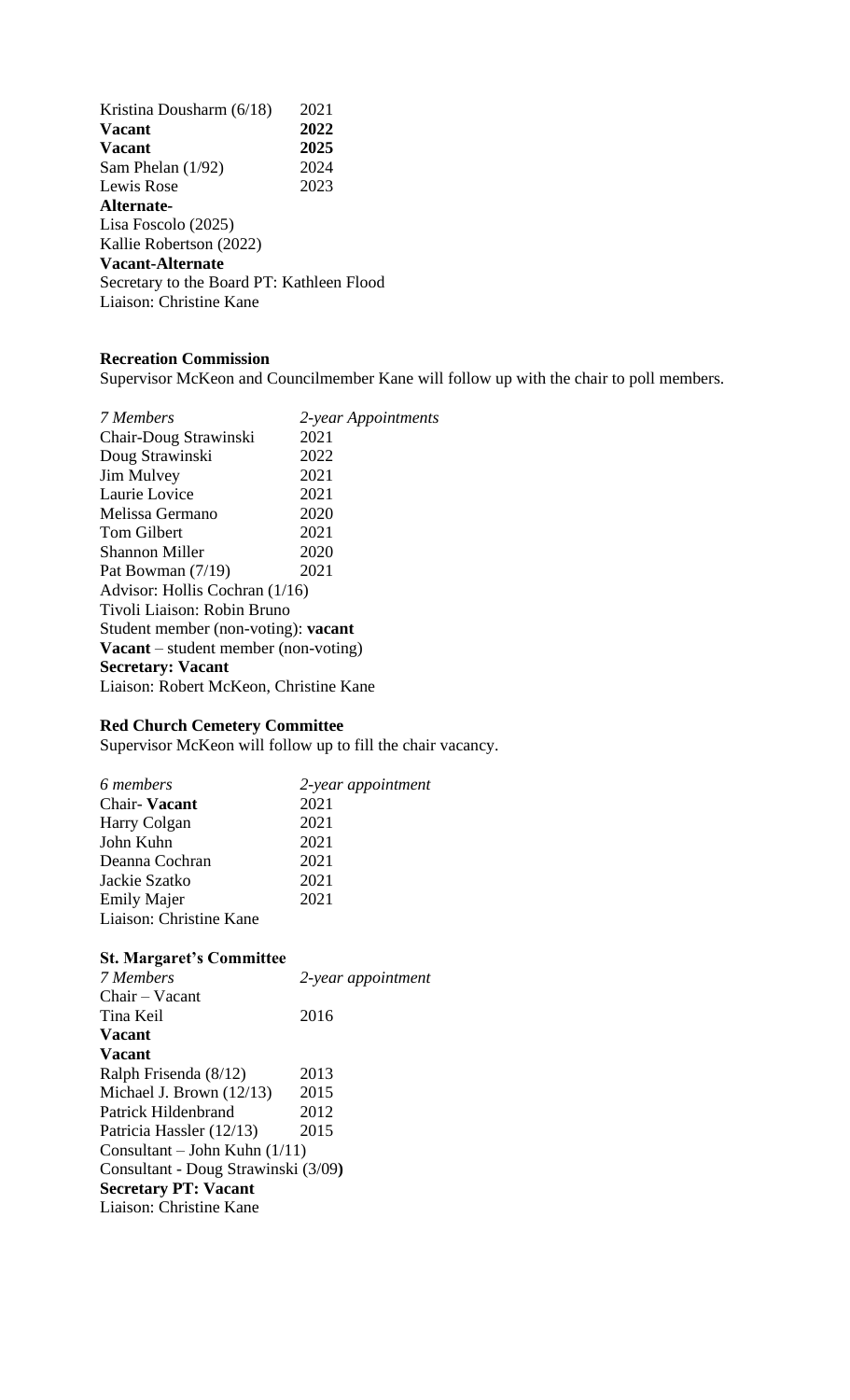| | |
|---|---|
| Kristina Dousharm (6/18) | 2021 |
| **Vacant** | **2022** |
| **Vacant** | **2025** |
| Sam Phelan (1/92) | 2024 |
| Lewis Rose | 2023 |

**Alternate-**
Lisa Foscolo (2025)
Kallie Robertson (2022)
**Vacant-Alternate**
Secretary to the Board PT: Kathleen Flood
Liaison: Christine Kane

**Recreation Commission**

Supervisor McKeon and Councilmember Kane will follow up with the chair to poll members.

| *7 Members* | *2-year Appointments* |
|---|---|
| Chair-Doug Strawinski | 2021 |
| Doug Strawinski | 2022 |
| Jim Mulvey | 2021 |
| Laurie Lovice | 2021 |
| Melissa Germano | 2020 |
| Tom Gilbert | 2021 |
| Shannon Miller | 2020 |
| Pat Bowman (7/19) | 2021 |

Advisor: Hollis Cochran (1/16)
Tivoli Liaison: Robin Bruno
Student member (non-voting): **vacant**
**Vacant** – student member (non-voting)
**Secretary: Vacant**
Liaison: Robert McKeon, Christine Kane

**Red Church Cemetery Committee**

Supervisor McKeon will follow up to fill the chair vacancy.

| *6 members* | *2-year appointment* |
|---|---|
| Chair- **Vacant** | 2021 |
| Harry Colgan | 2021 |
| John Kuhn | 2021 |
| Deanna Cochran | 2021 |
| Jackie Szatko | 2021 |
| Emily Majer | 2021 |

Liaison: Christine Kane

**St. Margaret's Committee**

| *7 Members* | *2-year appointment* |
|---|---|
| Chair – Vacant | |
| Tina Keil | 2016 |
| **Vacant** | |
| **Vacant** | |
| Ralph Frisenda (8/12) | 2013 |
| Michael J. Brown (12/13) | 2015 |
| Patrick Hildenbrand | 2012 |
| Patricia Hassler (12/13) | 2015 |

Consultant – John Kuhn (1/11)
Consultant - Doug Strawinski (3/09)
**Secretary PT: Vacant**
Liaison: Christine Kane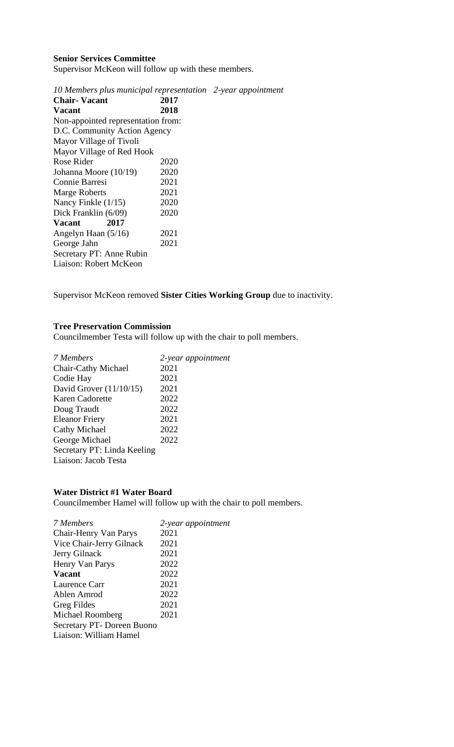**Senior Services Committee**

Supervisor McKeon will follow up with these members.

| *10 Members plus municipal representation* | *2-year appointment* |
|---|---|
| **Chair- Vacant** | **2017** |
| **Vacant** | **2018** |
| Non-appointed representation from: | |
| D.C. Community Action Agency | |
| Mayor Village of Tivoli | |
| Mayor Village of Red Hook | |
| Rose Rider | 2020 |
| Johanna Moore (10/19) | 2020 |
| Connie Barresi | 2021 |
| Marge Roberts | 2021 |
| Nancy Finkle (1/15) | 2020 |
| Dick Franklin (6/09) | 2020 |
| **Vacant 2017** | |
| Angelyn Haan (5/16) | 2021 |
| George Jahn | 2021 |
| Secretary PT: Anne Rubin | |
| Liaison: Robert McKeon | |

Supervisor McKeon removed **Sister Cities Working Group** due to inactivity.

**Tree Preservation Commission**

Councilmember Testa will follow up with the chair to poll members.

| *7 Members* | *2-year appointment* |
|---|---|
| Chair-Cathy Michael | 2021 |
| Codie Hay | 2021 |
| David Grover (11/10/15) | 2021 |
| Karen Cadorette | 2022 |
| Doug Traudt | 2022 |
| Eleanor Friery | 2021 |
| Cathy Michael | 2022 |
| George Michael | 2022 |
| Secretary PT: Linda Keeling | |
| Liaison: Jacob Testa | |

**Water District #1 Water Board**

Councilmember Hamel will follow up with the chair to poll members.

| *7 Members* | *2-year appointment* |
|---|---|
| Chair-Henry Van Parys | 2021 |
| Vice Chair-Jerry Gilnack | 2021 |
| Jerry Gilnack | 2021 |
| Henry Van Parys | 2022 |
| **Vacant** | 2022 |
| Laurence Carr | 2021 |
| Ablen Amrod | 2022 |
| Greg Fildes | 2021 |
| Michael Roomberg | 2021 |
| Secretary PT- Doreen Buono | |
| Liaison: William Hamel | |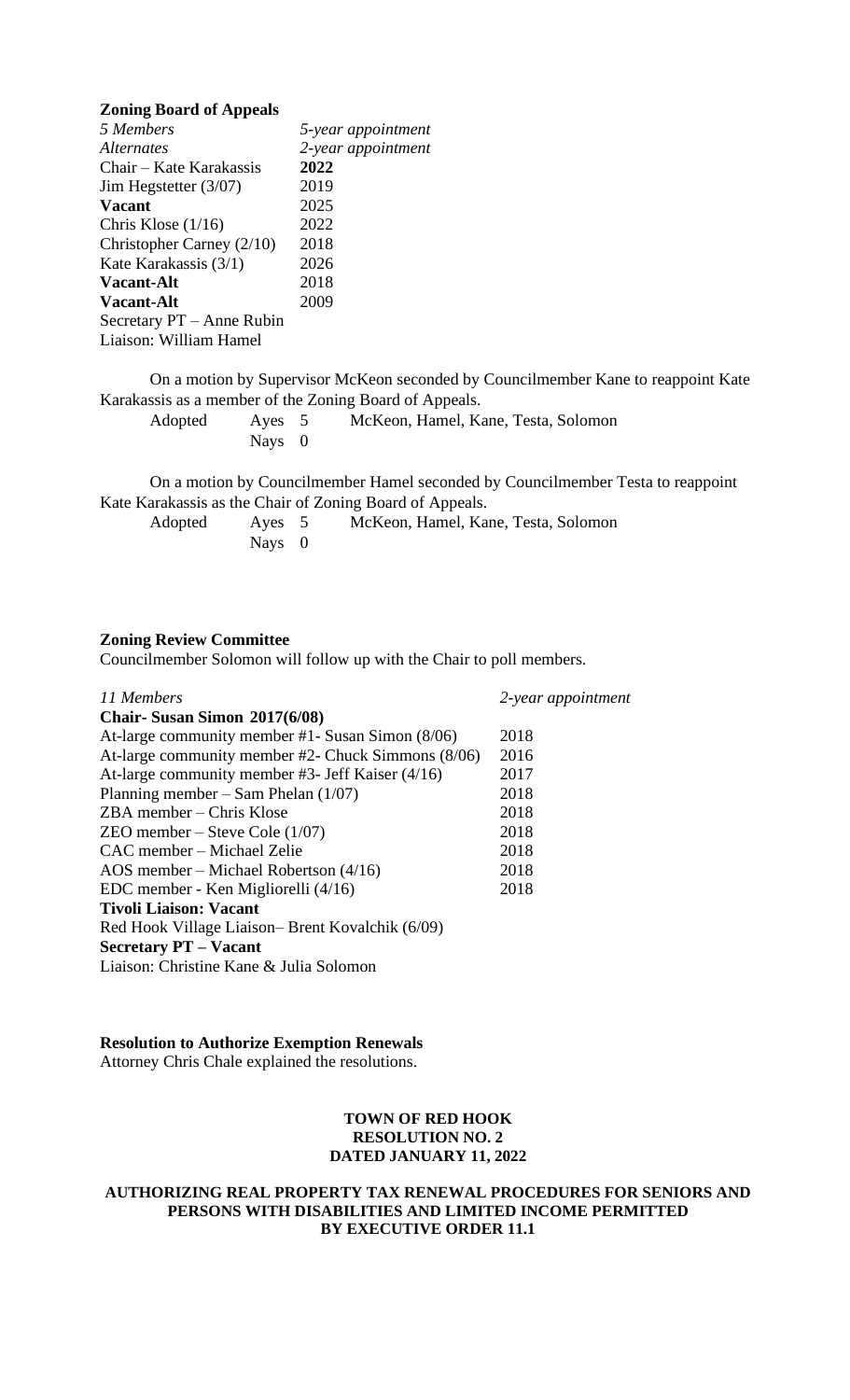**Zoning Board of Appeals**

| *5 Members* | *5-year appointment* |
|---|---|
| *Alternates* | *2-year appointment* |
| Chair – Kate Karakassis | **2022** |
| Jim Hegstetter (3/07) | 2019 |
| **Vacant** | 2025 |
| Chris Klose (1/16) | 2022 |
| Christopher Carney (2/10) | 2018 |
| Kate Karakassis (3/1) | 2026 |
| **Vacant-Alt** | 2018 |
| **Vacant-Alt** | 2009 |
| Secretary PT – Anne Rubin | |
| Liaison: William Hamel | |

On a motion by Supervisor McKeon seconded by Councilmember Kane to reappoint Kate Karakassis as a member of the Zoning Board of Appeals.

Adopted Ayes 5 McKeon, Hamel, Kane, Testa, Solomon
Nays 0

On a motion by Councilmember Hamel seconded by Councilmember Testa to reappoint Kate Karakassis as the Chair of Zoning Board of Appeals.

Adopted Ayes 5 McKeon, Hamel, Kane, Testa, Solomon
Nays 0

**Zoning Review Committee**

Councilmember Solomon will follow up with the Chair to poll members.

| *11 Members* | *2-year appointment* |
|---|---|
| **Chair- Susan Simon 2017(6/08)** | |
| At-large community member #1- Susan Simon (8/06) | 2018 |
| At-large community member #2- Chuck Simmons (8/06) | 2016 |
| At-large community member #3- Jeff Kaiser (4/16) | 2017 |
| Planning member – Sam Phelan (1/07) | 2018 |
| ZBA member – Chris Klose | 2018 |
| ZEO member – Steve Cole (1/07) | 2018 |
| CAC member – Michael Zelie | 2018 |
| AOS member – Michael Robertson (4/16) | 2018 |
| EDC member - Ken Migliorelli (4/16) | 2018 |
| **Tivoli Liaison: Vacant** | |
| Red Hook Village Liaison– Brent Kovalchik (6/09) | |
| **Secretary PT – Vacant** | |
| Liaison: Christine Kane & Julia Solomon | |

**Resolution to Authorize Exemption Renewals**

Attorney Chris Chale explained the resolutions.

**TOWN OF RED HOOK**
**RESOLUTION NO. 2**
**DATED JANUARY 11, 2022**

**AUTHORIZING REAL PROPERTY TAX RENEWAL PROCEDURES FOR SENIORS AND PERSONS WITH DISABILITIES AND LIMITED INCOME PERMITTED BY EXECUTIVE ORDER 11.1**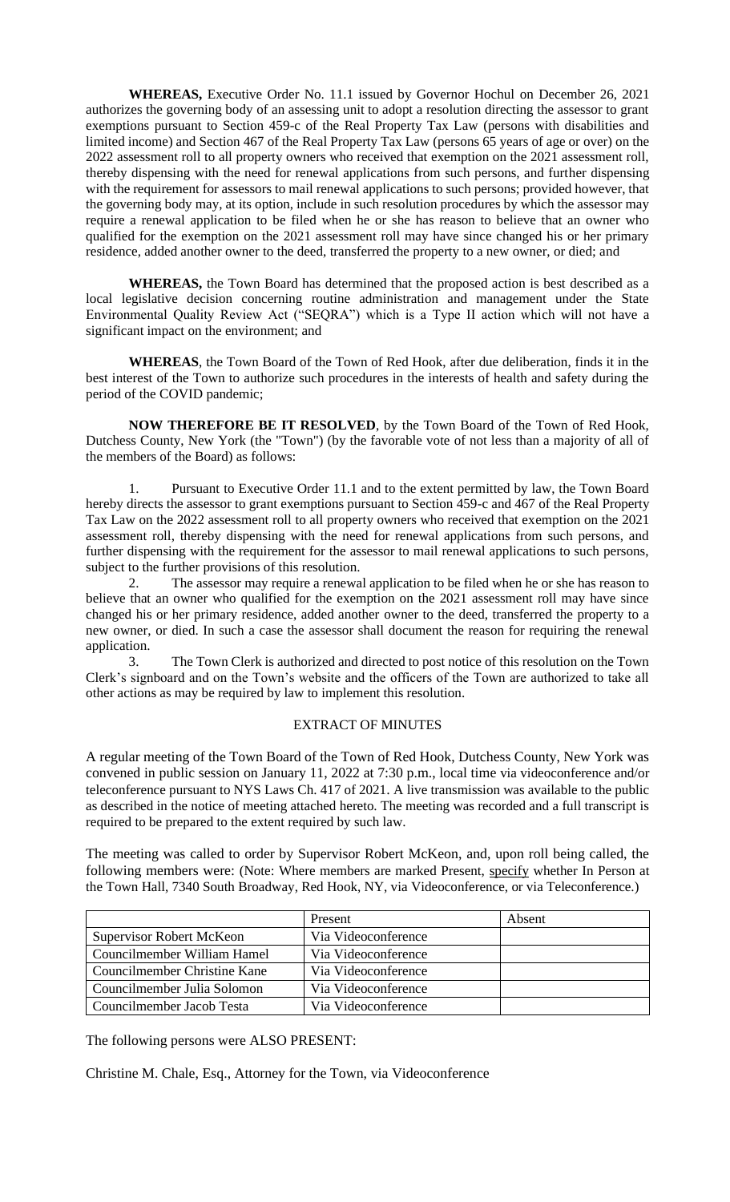**WHEREAS,** Executive Order No. 11.1 issued by Governor Hochul on December 26, 2021 authorizes the governing body of an assessing unit to adopt a resolution directing the assessor to grant exemptions pursuant to Section 459-c of the Real Property Tax Law (persons with disabilities and limited income) and Section 467 of the Real Property Tax Law (persons 65 years of age or over) on the 2022 assessment roll to all property owners who received that exemption on the 2021 assessment roll, thereby dispensing with the need for renewal applications from such persons, and further dispensing with the requirement for assessors to mail renewal applications to such persons; provided however, that the governing body may, at its option, include in such resolution procedures by which the assessor may require a renewal application to be filed when he or she has reason to believe that an owner who qualified for the exemption on the 2021 assessment roll may have since changed his or her primary residence, added another owner to the deed, transferred the property to a new owner, or died; and

**WHEREAS,** the Town Board has determined that the proposed action is best described as a local legislative decision concerning routine administration and management under the State Environmental Quality Review Act ("SEQRA") which is a Type II action which will not have a significant impact on the environment; and

**WHEREAS**, the Town Board of the Town of Red Hook, after due deliberation, finds it in the best interest of the Town to authorize such procedures in the interests of health and safety during the period of the COVID pandemic;

**NOW THEREFORE BE IT RESOLVED**, by the Town Board of the Town of Red Hook, Dutchess County, New York (the "Town") (by the favorable vote of not less than a majority of all of the members of the Board) as follows:

1. Pursuant to Executive Order 11.1 and to the extent permitted by law, the Town Board hereby directs the assessor to grant exemptions pursuant to Section 459-c and 467 of the Real Property Tax Law on the 2022 assessment roll to all property owners who received that exemption on the 2021 assessment roll, thereby dispensing with the need for renewal applications from such persons, and further dispensing with the requirement for the assessor to mail renewal applications to such persons, subject to the further provisions of this resolution.
2. The assessor may require a renewal application to be filed when he or she has reason to believe that an owner who qualified for the exemption on the 2021 assessment roll may have since changed his or her primary residence, added another owner to the deed, transferred the property to a new owner, or died. In such a case the assessor shall document the reason for requiring the renewal application.
3. The Town Clerk is authorized and directed to post notice of this resolution on the Town Clerk's signboard and on the Town's website and the officers of the Town are authorized to take all other actions as may be required by law to implement this resolution.

EXTRACT OF MINUTES

A regular meeting of the Town Board of the Town of Red Hook, Dutchess County, New York was convened in public session on January 11, 2022 at 7:30 p.m., local time via videoconference and/or teleconference pursuant to NYS Laws Ch. 417 of 2021. A live transmission was available to the public as described in the notice of meeting attached hereto. The meeting was recorded and a full transcript is required to be prepared to the extent required by such law.

The meeting was called to order by Supervisor Robert McKeon, and, upon roll being called, the following members were: (Note: Where members are marked Present, specify whether In Person at the Town Hall, 7340 South Broadway, Red Hook, NY, via Videoconference, or via Teleconference.)

| | Present | Absent |
|---|---|---|
| Supervisor Robert McKeon | Via Videoconference | |
| Councilmember William Hamel | Via Videoconference | |
| Councilmember Christine Kane | Via Videoconference | |
| Councilmember Julia Solomon | Via Videoconference | |
| Councilmember Jacob Testa | Via Videoconference | |

The following persons were ALSO PRESENT:

Christine M. Chale, Esq., Attorney for the Town, via Videoconference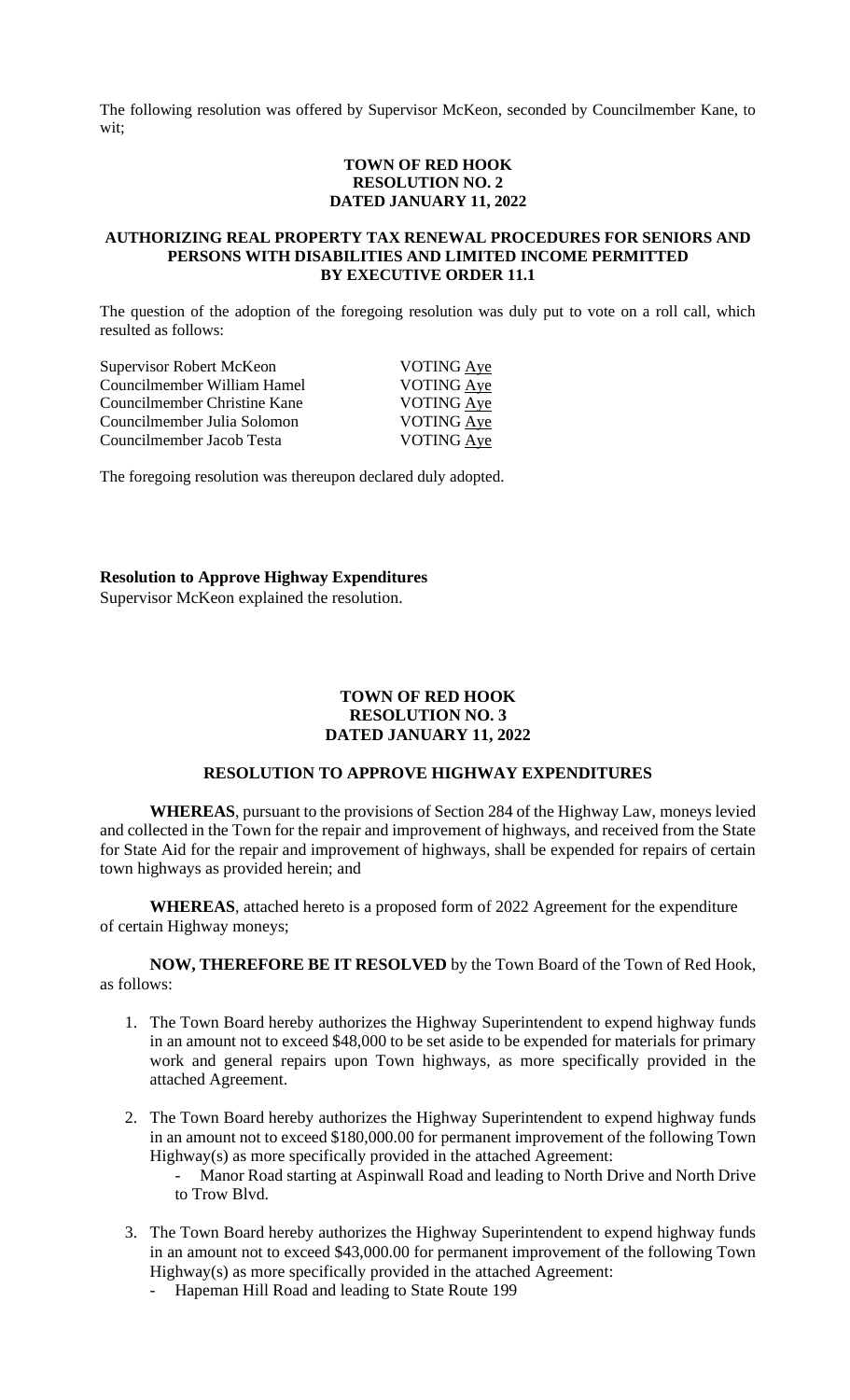The following resolution was offered by Supervisor McKeon, seconded by Councilmember Kane, to wit;

**TOWN OF RED HOOK**
**RESOLUTION NO. 2**
**DATED JANUARY 11, 2022**

**AUTHORIZING REAL PROPERTY TAX RENEWAL PROCEDURES FOR SENIORS AND PERSONS WITH DISABILITIES AND LIMITED INCOME PERMITTED BY EXECUTIVE ORDER 11.1**

The question of the adoption of the foregoing resolution was duly put to vote on a roll call, which resulted as follows:

| | |
|---|---|
| Supervisor Robert McKeon | VOTING Aye |
| Councilmember William Hamel | VOTING Aye |
| Councilmember Christine Kane | VOTING Aye |
| Councilmember Julia Solomon | VOTING Aye |
| Councilmember Jacob Testa | VOTING Aye |

The foregoing resolution was thereupon declared duly adopted.

**Resolution to Approve Highway Expenditures**
Supervisor McKeon explained the resolution.

**TOWN OF RED HOOK**
**RESOLUTION NO. 3**
**DATED JANUARY 11, 2022**

**RESOLUTION TO APPROVE HIGHWAY EXPENDITURES**

**WHEREAS**, pursuant to the provisions of Section 284 of the Highway Law, moneys levied and collected in the Town for the repair and improvement of highways, and received from the State for State Aid for the repair and improvement of highways, shall be expended for repairs of certain town highways as provided herein; and

**WHEREAS**, attached hereto is a proposed form of 2022 Agreement for the expenditure of certain Highway moneys;

**NOW, THEREFORE BE IT RESOLVED** by the Town Board of the Town of Red Hook, as follows:

1. The Town Board hereby authorizes the Highway Superintendent to expend highway funds in an amount not to exceed $48,000 to be set aside to be expended for materials for primary work and general repairs upon Town highways, as more specifically provided in the attached Agreement.

2. The Town Board hereby authorizes the Highway Superintendent to expend highway funds in an amount not to exceed $180,000.00 for permanent improvement of the following Town Highway(s) as more specifically provided in the attached Agreement:
   - Manor Road starting at Aspinwall Road and leading to North Drive and North Drive to Trow Blvd.

3. The Town Board hereby authorizes the Highway Superintendent to expend highway funds in an amount not to exceed $43,000.00 for permanent improvement of the following Town Highway(s) as more specifically provided in the attached Agreement:
   - Hapeman Hill Road and leading to State Route 199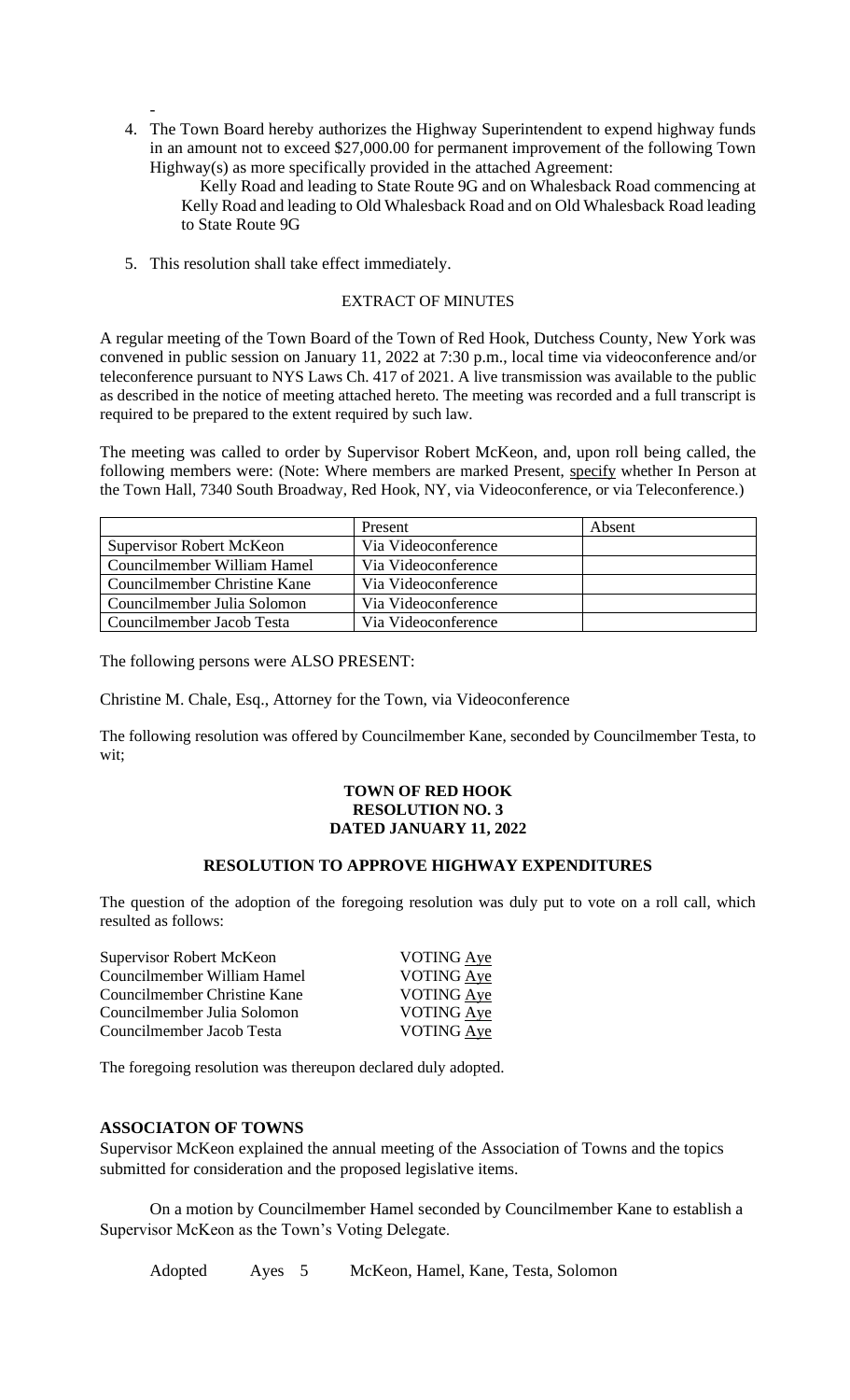-

4. The Town Board hereby authorizes the Highway Superintendent to expend highway funds in an amount not to exceed $27,000.00 for permanent improvement of the following Town Highway(s) as more specifically provided in the attached Agreement:

   Kelly Road and leading to State Route 9G and on Whalesback Road commencing at Kelly Road and leading to Old Whalesback Road and on Old Whalesback Road leading to State Route 9G

5. This resolution shall take effect immediately.

EXTRACT OF MINUTES

A regular meeting of the Town Board of the Town of Red Hook, Dutchess County, New York was convened in public session on January 11, 2022 at 7:30 p.m., local time via videoconference and/or teleconference pursuant to NYS Laws Ch. 417 of 2021. A live transmission was available to the public as described in the notice of meeting attached hereto. The meeting was recorded and a full transcript is required to be prepared to the extent required by such law.

The meeting was called to order by Supervisor Robert McKeon, and, upon roll being called, the following members were: (Note: Where members are marked Present, specify whether In Person at the Town Hall, 7340 South Broadway, Red Hook, NY, via Videoconference, or via Teleconference.)

| | Present | Absent |
|---|---|---|
| Supervisor Robert McKeon | Via Videoconference | |
| Councilmember William Hamel | Via Videoconference | |
| Councilmember Christine Kane | Via Videoconference | |
| Councilmember Julia Solomon | Via Videoconference | |
| Councilmember Jacob Testa | Via Videoconference | |

The following persons were ALSO PRESENT:

Christine M. Chale, Esq., Attorney for the Town, via Videoconference

The following resolution was offered by Councilmember Kane, seconded by Councilmember Testa, to wit;

**TOWN OF RED HOOK**
**RESOLUTION NO. 3**
**DATED JANUARY 11, 2022**

**RESOLUTION TO APPROVE HIGHWAY EXPENDITURES**

The question of the adoption of the foregoing resolution was duly put to vote on a roll call, which resulted as follows:

Supervisor Robert McKeon VOTING Aye
Councilmember William Hamel VOTING Aye
Councilmember Christine Kane VOTING Aye
Councilmember Julia Solomon VOTING Aye
Councilmember Jacob Testa VOTING Aye

The foregoing resolution was thereupon declared duly adopted.

**ASSOCIATON OF TOWNS**

Supervisor McKeon explained the annual meeting of the Association of Towns and the topics submitted for consideration and the proposed legislative items.

On a motion by Councilmember Hamel seconded by Councilmember Kane to establish a Supervisor McKeon as the Town's Voting Delegate.

Adopted Ayes 5 McKeon, Hamel, Kane, Testa, Solomon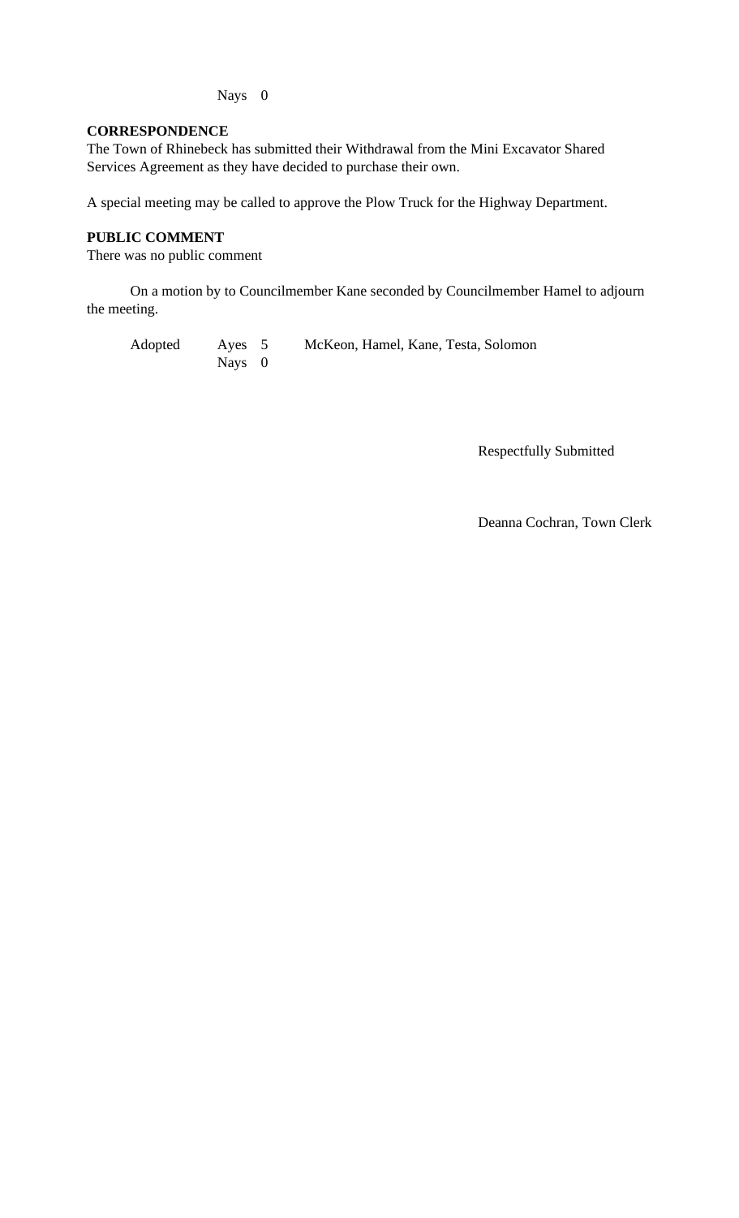Nays 0

**CORRESPONDENCE**

The Town of Rhinebeck has submitted their Withdrawal from the Mini Excavator Shared Services Agreement as they have decided to purchase their own.

A special meeting may be called to approve the Plow Truck for the Highway Department.

**PUBLIC COMMENT**

There was no public comment

On a motion by to Councilmember Kane seconded by Councilmember Hamel to adjourn the meeting.

| | | |
|---|---|---|
| Adopted | Ayes 5 | McKeon, Hamel, Kane, Testa, Solomon |
| | Nays 0 | |

Respectfully Submitted

Deanna Cochran, Town Clerk